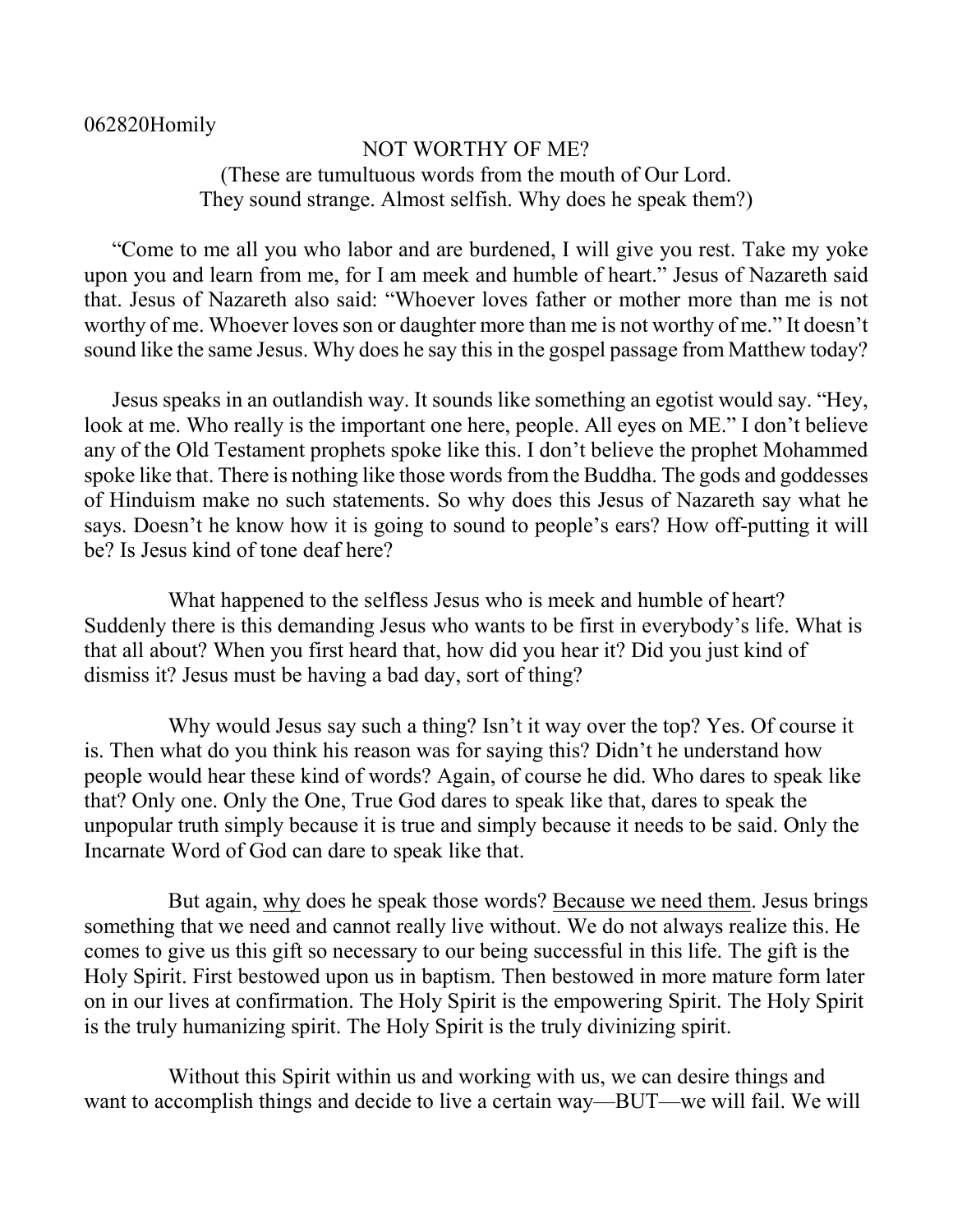062820Homily

NOT WORTHY OF ME?

(These are tumultuous words from the mouth of Our Lord.
They sound strange. Almost selfish. Why does he speak them?)

"Come to me all you who labor and are burdened, I will give you rest. Take my yoke upon you and learn from me, for I am meek and humble of heart." Jesus of Nazareth said that. Jesus of Nazareth also said: "Whoever loves father or mother more than me is not worthy of me. Whoever loves son or daughter more than me is not worthy of me." It doesn't sound like the same Jesus. Why does he say this in the gospel passage from Matthew today?

Jesus speaks in an outlandish way. It sounds like something an egotist would say. "Hey, look at me. Who really is the important one here, people. All eyes on ME." I don't believe any of the Old Testament prophets spoke like this. I don't believe the prophet Mohammed spoke like that. There is nothing like those words from the Buddha. The gods and goddesses of Hinduism make no such statements. So why does this Jesus of Nazareth say what he says. Doesn't he know how it is going to sound to people's ears? How off-putting it will be? Is Jesus kind of tone deaf here?

What happened to the selfless Jesus who is meek and humble of heart? Suddenly there is this demanding Jesus who wants to be first in everybody's life. What is that all about? When you first heard that, how did you hear it? Did you just kind of dismiss it? Jesus must be having a bad day, sort of thing?

Why would Jesus say such a thing? Isn't it way over the top? Yes. Of course it is. Then what do you think his reason was for saying this? Didn't he understand how people would hear these kind of words? Again, of course he did. Who dares to speak like that? Only one. Only the One, True God dares to speak like that, dares to speak the unpopular truth simply because it is true and simply because it needs to be said. Only the Incarnate Word of God can dare to speak like that.

But again, <u>why</u> does he speak those words? <u>Because we need them</u>. Jesus brings something that we need and cannot really live without. We do not always realize this. He comes to give us this gift so necessary to our being successful in this life. The gift is the Holy Spirit. First bestowed upon us in baptism. Then bestowed in more mature form later on in our lives at confirmation. The Holy Spirit is the empowering Spirit. The Holy Spirit is the truly humanizing spirit. The Holy Spirit is the truly divinizing spirit.

Without this Spirit within us and working with us, we can desire things and want to accomplish things and decide to live a certain way—BUT—we will fail. We will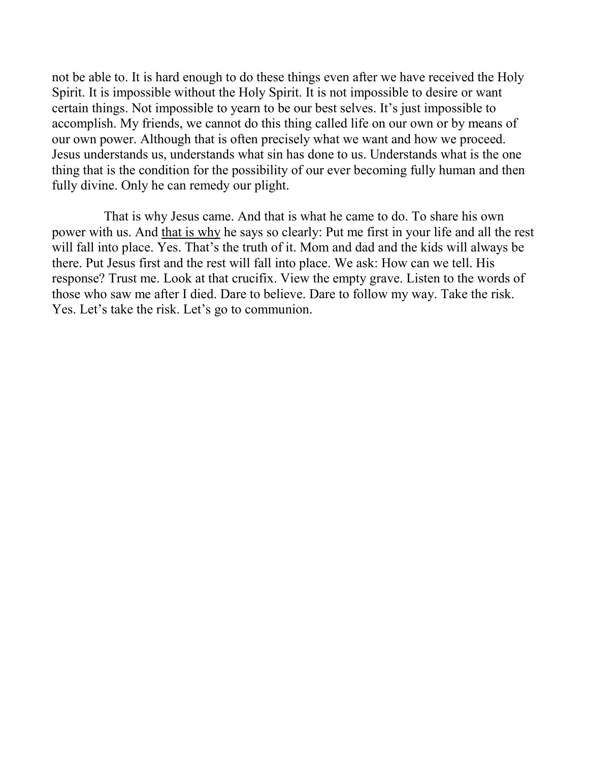not be able to. It is hard enough to do these things even after we have received the Holy Spirit. It is impossible without the Holy Spirit. It is not impossible to desire or want certain things. Not impossible to yearn to be our best selves. It's just impossible to accomplish. My friends, we cannot do this thing called life on our own or by means of our own power. Although that is often precisely what we want and how we proceed. Jesus understands us, understands what sin has done to us. Understands what is the one thing that is the condition for the possibility of our ever becoming fully human and then fully divine. Only he can remedy our plight.

That is why Jesus came. And that is what he came to do. To share his own power with us. And <u>that is why</u> he says so clearly: Put me first in your life and all the rest will fall into place. Yes. That's the truth of it. Mom and dad and the kids will always be there. Put Jesus first and the rest will fall into place. We ask: How can we tell. His response? Trust me. Look at that crucifix. View the empty grave. Listen to the words of those who saw me after I died. Dare to believe. Dare to follow my way. Take the risk. Yes. Let's take the risk. Let's go to communion.